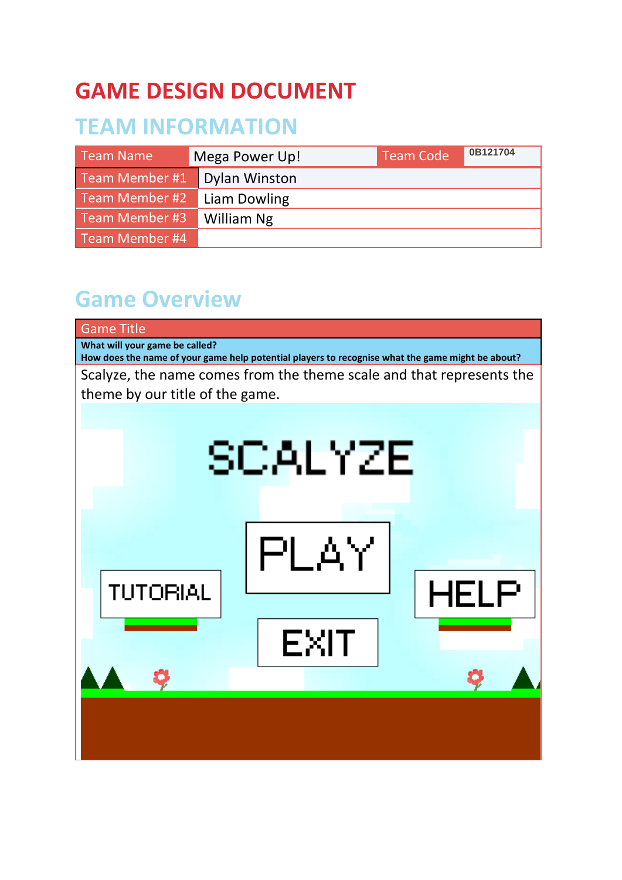# GAME DESIGN DOCUMENT

## TEAM INFORMATION

| Team Name | Mega Power Up! | Team Code | 0B121704 |
|---|---|---|---|
| Team Member #1 | Dylan Winston | | |
| Team Member #2 | Liam Dowling | | |
| Team Member #3 | William Ng | | |
| Team Member #4 | | | |

## Game Overview

| Game Title |
|---|
| **What will your game be called?**<br>**How does the name of your game help potential players to recognise what the game might be about?** |
| Scalyze, the name comes from the theme scale and that represents the theme by our title of the game. |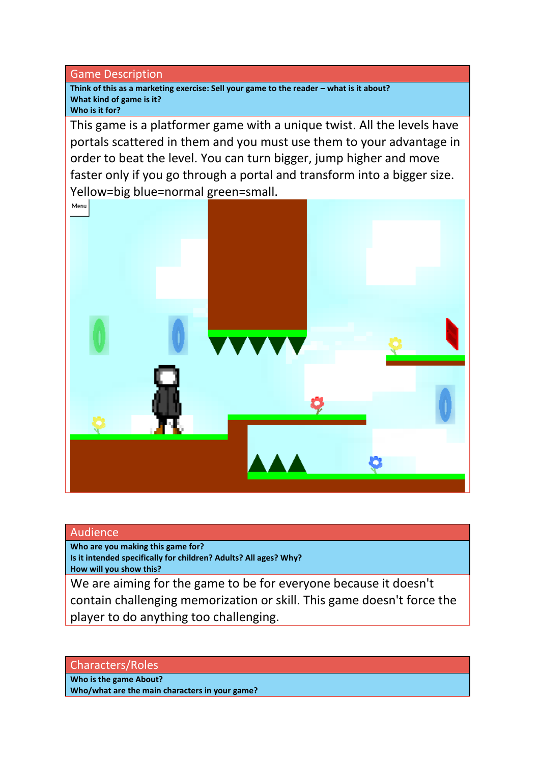## Game Description

**Think of this as a marketing exercise: Sell your game to the reader – what is it about?**
**What kind of game is it?**
**Who is it for?**

This game is a platformer game with a unique twist. All the levels have portals scattered in them and you must use them to your advantage in order to beat the level. You can turn bigger, jump higher and move faster only if you go through a portal and transform into a bigger size. Yellow=big blue=normal green=small.

## Audience

**Who are you making this game for?**
**Is it intended specifically for children? Adults? All ages? Why?**
**How will you show this?**

We are aiming for the game to be for everyone because it doesn't contain challenging memorization or skill. This game doesn't force the player to do anything too challenging.

## Characters/Roles

**Who is the game About?**
**Who/what are the main characters in your game?**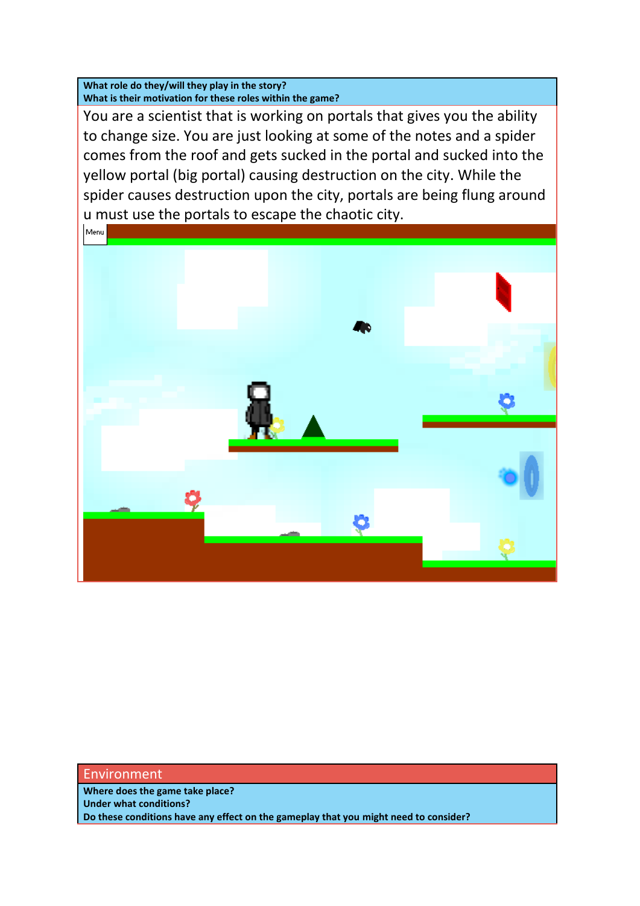**What role do they/will they play in the story?**
**What is their motivation for these roles within the game?**

You are a scientist that is working on portals that gives you the ability to change size. You are just looking at some of the notes and a spider comes from the roof and gets sucked in the portal and sucked into the yellow portal (big portal) causing destruction on the city. While the spider causes destruction upon the city, portals are being flung around u must use the portals to escape the chaotic city.

## Environment

**Where does the game take place?**
**Under what conditions?**
**Do these conditions have any effect on the gameplay that you might need to consider?**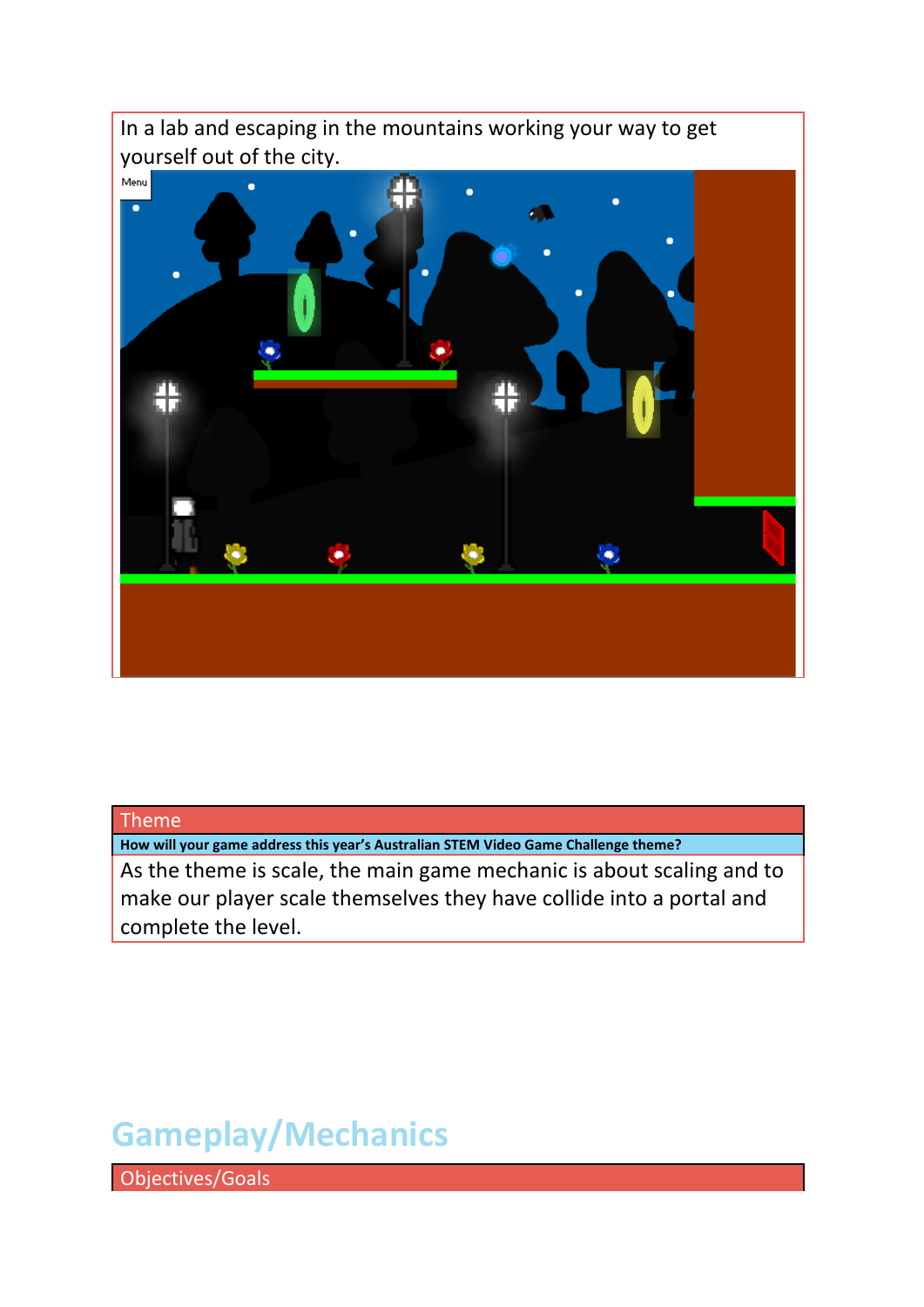In a lab and escaping in the mountains working your way to get yourself out of the city.

| Theme |
| --- |
| **How will your game address this year's Australian STEM Video Game Challenge theme?** |
| As the theme is scale, the main game mechanic is about scaling and to make our player scale themselves they have collide into a portal and complete the level. |

## Gameplay/Mechanics

| Objectives/Goals |
| --- |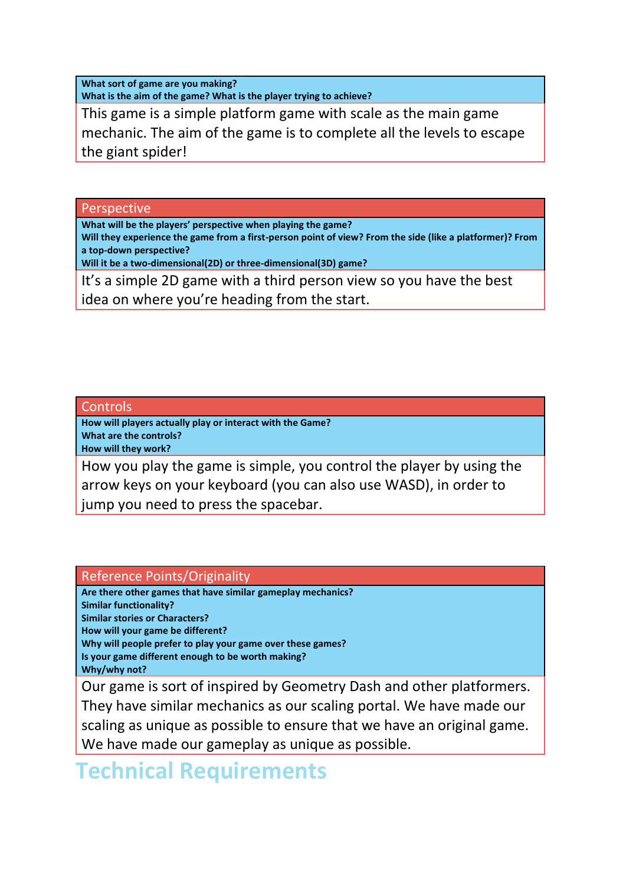**What sort of game are you making?**
**What is the aim of the game? What is the player trying to achieve?**

This game is a simple platform game with scale as the main game mechanic. The aim of the game is to complete all the levels to escape the giant spider!

## Perspective

**What will be the players' perspective when playing the game?**
**Will they experience the game from a first-person point of view? From the side (like a platformer)? From a top-down perspective?**
**Will it be a two-dimensional(2D) or three-dimensional(3D) game?**

It's a simple 2D game with a third person view so you have the best idea on where you're heading from the start.

## Controls

**How will players actually play or interact with the Game?**
**What are the controls?**
**How will they work?**

How you play the game is simple, you control the player by using the arrow keys on your keyboard (you can also use WASD), in order to jump you need to press the spacebar.

## Reference Points/Originality

**Are there other games that have similar gameplay mechanics?**
**Similar functionality?**
**Similar stories or Characters?**
**How will your game be different?**
**Why will people prefer to play your game over these games?**
**Is your game different enough to be worth making?**
**Why/why not?**

Our game is sort of inspired by Geometry Dash and other platformers. They have similar mechanics as our scaling portal. We have made our scaling as unique as possible to ensure that we have an original game. We have made our gameplay as unique as possible.

# Technical Requirements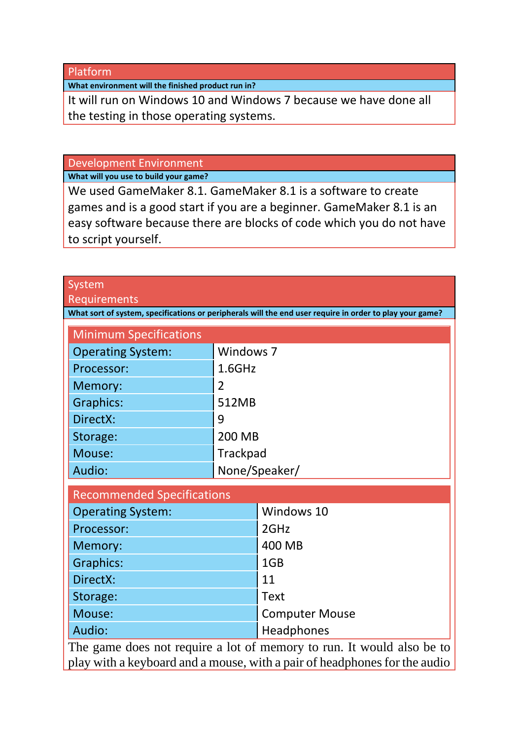## Platform

**What environment will the finished product run in?**

It will run on Windows 10 and Windows 7 because we have done all the testing in those operating systems.

## Development Environment

**What will you use to build your game?**

We used GameMaker 8.1. GameMaker 8.1 is a software to create games and is a good start if you are a beginner. GameMaker 8.1 is an easy software because there are blocks of code which you do not have to script yourself.

## System Requirements

**What sort of system, specifications or peripherals will the end user require in order to play your game?**

| Minimum Specifications | |
|---|---|
| Operating System: | Windows 7 |
| Processor: | 1.6GHz |
| Memory: | 2 |
| Graphics: | 512MB |
| DirectX: | 9 |
| Storage: | 200 MB |
| Mouse: | Trackpad |
| Audio: | None/Speaker/ |

| Recommended Specifications | |
|---|---|
| Operating System: | Windows 10 |
| Processor: | 2GHz |
| Memory: | 400 MB |
| Graphics: | 1GB |
| DirectX: | 11 |
| Storage: | Text |
| Mouse: | Computer Mouse |
| Audio: | Headphones |

The game does not require a lot of memory to run. It would also be to play with a keyboard and a mouse, with a pair of headphones for the audio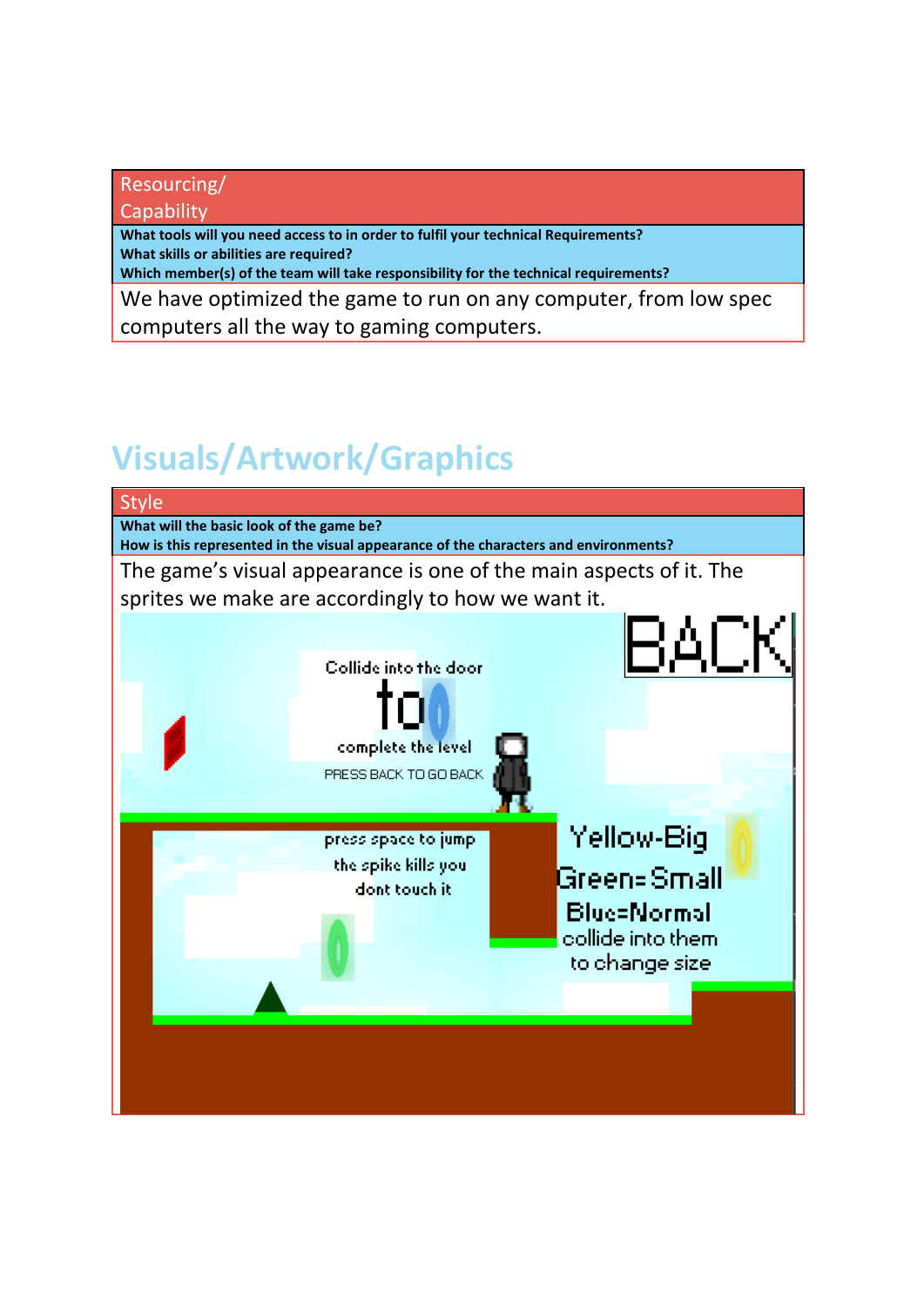| Resourcing/ Capability |
| --- |
| **What tools will you need access to in order to fulfil your technical Requirements?** **What skills or abilities are required?** **Which member(s) of the team will take responsibility for the technical requirements?** |
| We have optimized the game to run on any computer, from low spec computers all the way to gaming computers. |

## Visuals/Artwork/Graphics

| Style |
| --- |
| **What will the basic look of the game be?** **How is this represented in the visual appearance of the characters and environments?** |
| The game's visual appearance is one of the main aspects of it. The sprites we make are accordingly to how we want it. |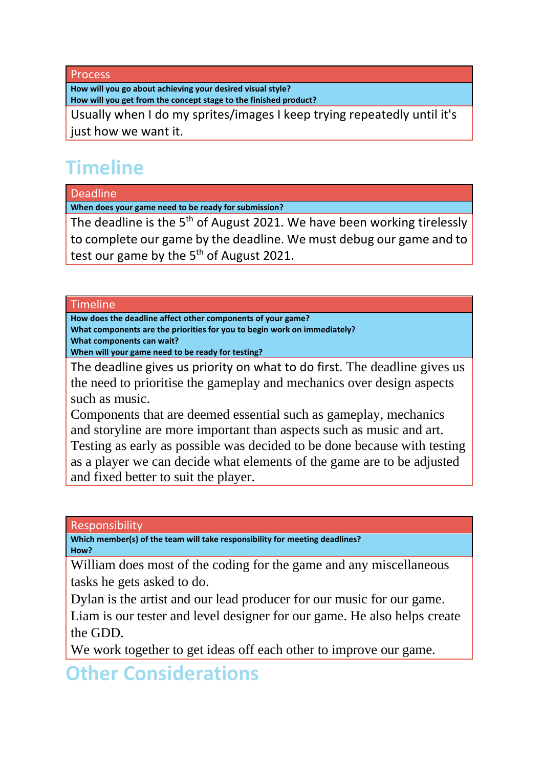| Process |
| --- |
| **How will you go about achieving your desired visual style?**<br>**How will you get from the concept stage to the finished product?** |
| Usually when I do my sprites/images I keep trying repeatedly until it's just how we want it. |

# Timeline

| Deadline |
| --- |
| **When does your game need to be ready for submission?** |
| The deadline is the 5th of August 2021. We have been working tirelessly to complete our game by the deadline. We must debug our game and to test our game by the 5th of August 2021. |

| Timeline |
| --- |
| **How does the deadline affect other components of your game?**<br>**What components are the priorities for you to begin work on immediately?**<br>**What components can wait?**<br>**When will your game need to be ready for testing?** |
| The deadline gives us priority on what to do first. The deadline gives us the need to prioritise the gameplay and mechanics over design aspects such as music.<br>Components that are deemed essential such as gameplay, mechanics and storyline are more important than aspects such as music and art.<br>Testing as early as possible was decided to be done because with testing as a player we can decide what elements of the game are to be adjusted and fixed better to suit the player. |

| Responsibility |
| --- |
| **Which member(s) of the team will take responsibility for meeting deadlines?**<br>**How?** |
| William does most of the coding for the game and any miscellaneous tasks he gets asked to do.<br>Dylan is the artist and our lead producer for our music for our game.<br>Liam is our tester and level designer for our game. He also helps create the GDD.<br>We work together to get ideas off each other to improve our game. |

# Other Considerations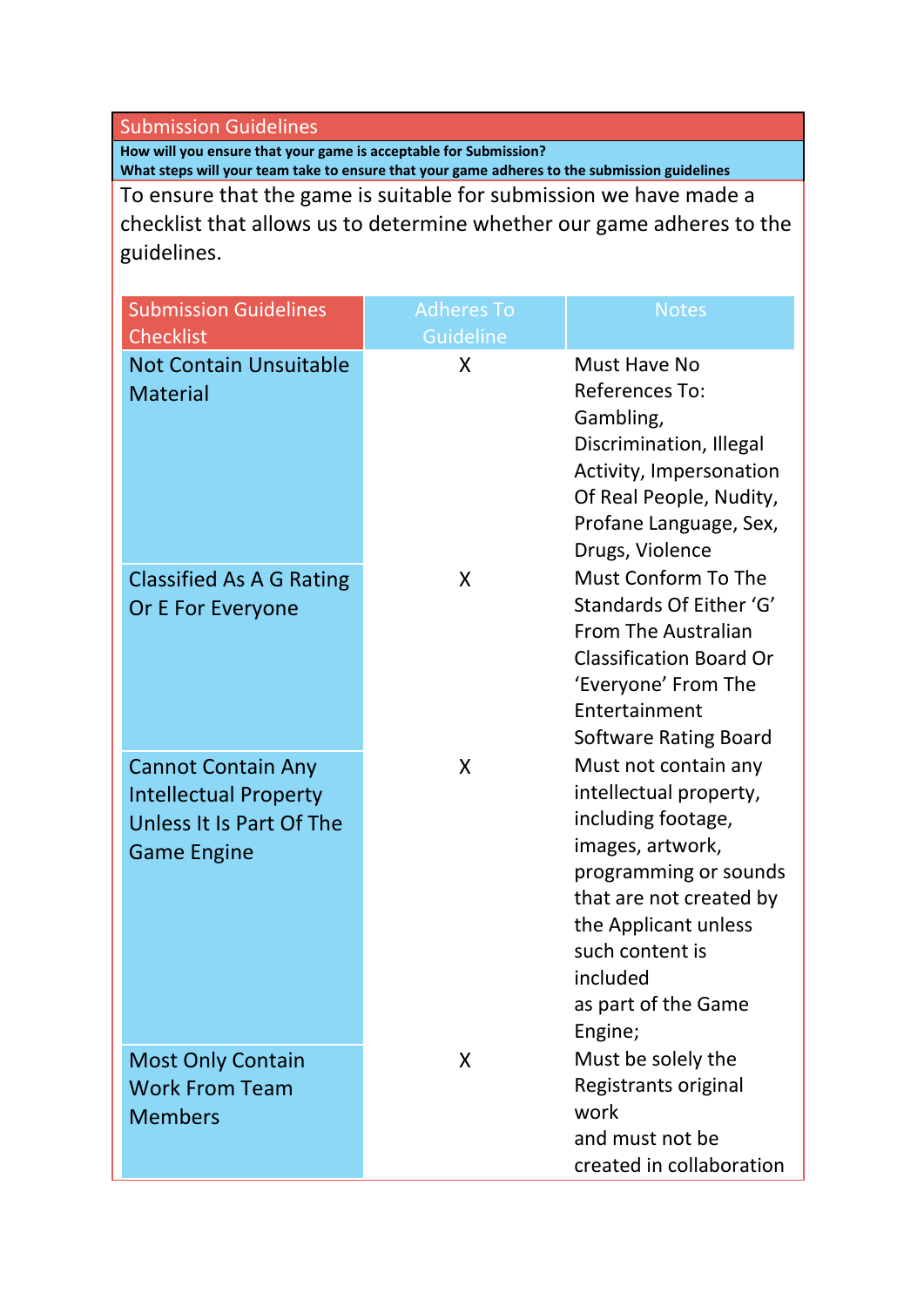## Submission Guidelines

**How will you ensure that your game is acceptable for Submission?**
**What steps will your team take to ensure that your game adheres to the submission guidelines**

To ensure that the game is suitable for submission we have made a checklist that allows us to determine whether our game adheres to the guidelines.

| Submission Guidelines Checklist | Adheres To Guideline | Notes |
|---|---|---|
| Not Contain Unsuitable Material | X | Must Have No References To: Gambling, Discrimination, Illegal Activity, Impersonation Of Real People, Nudity, Profane Language, Sex, Drugs, Violence |
| Classified As A G Rating Or E For Everyone | X | Must Conform To The Standards Of Either 'G' From The Australian Classification Board Or 'Everyone' From The Entertainment Software Rating Board |
| Cannot Contain Any Intellectual Property Unless It Is Part Of The Game Engine | X | Must not contain any intellectual property, including footage, images, artwork, programming or sounds that are not created by the Applicant unless such content is included as part of the Game Engine; |
| Most Only Contain Work From Team Members | X | Must be solely the Registrants original work and must not be created in collaboration |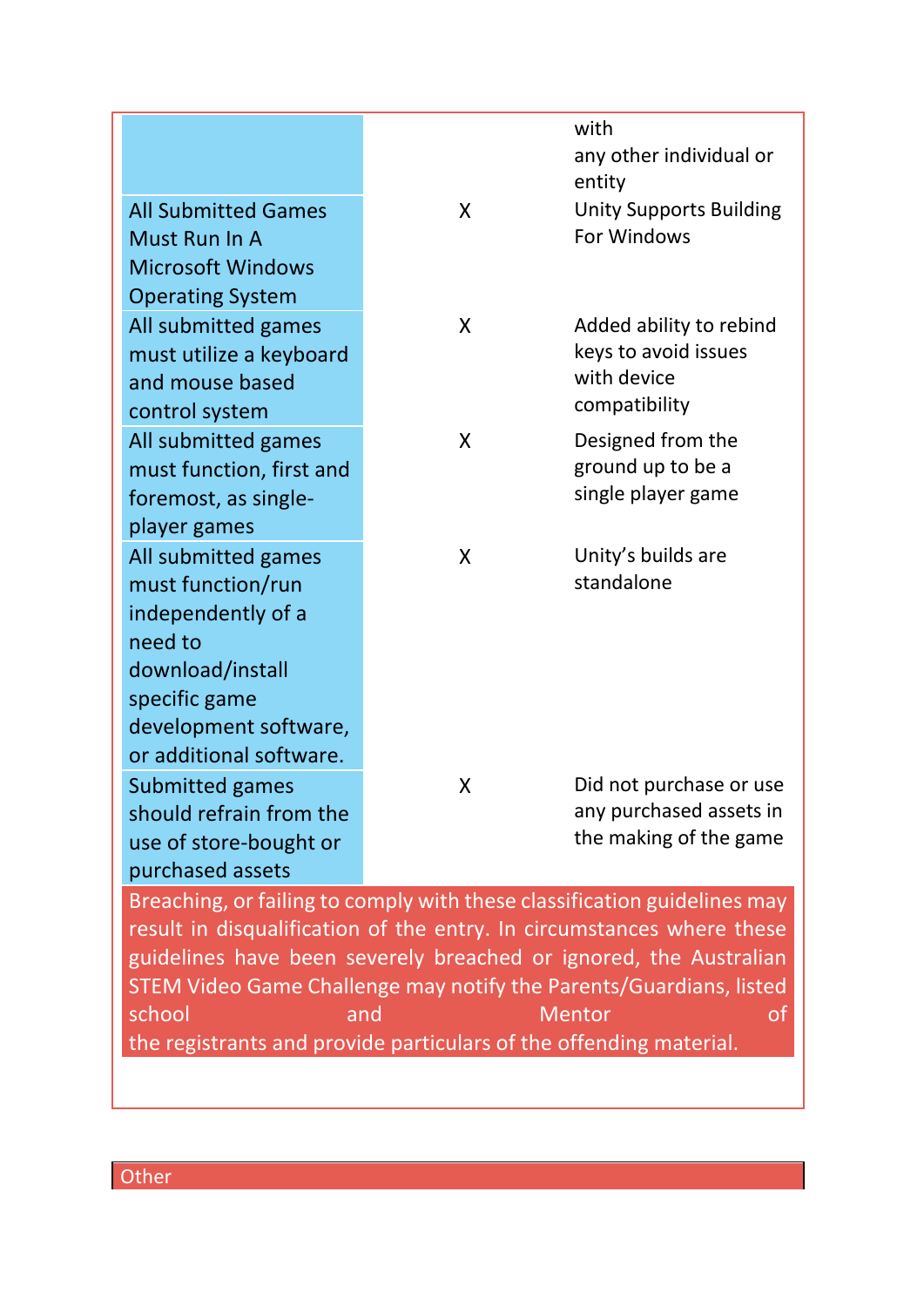| | | |
|---|---|---|
| | | with any other individual or entity |
| All Submitted Games Must Run In A Microsoft Windows Operating System | X | Unity Supports Building For Windows |
| All submitted games must utilize a keyboard and mouse based control system | X | Added ability to rebind keys to avoid issues with device compatibility |
| All submitted games must function, first and foremost, as single-player games | X | Designed from the ground up to be a single player game |
| All submitted games must function/run independently of a need to download/install specific game development software, or additional software. | X | Unity's builds are standalone |
| Submitted games should refrain from the use of store-bought or purchased assets | X | Did not purchase or use any purchased assets in the making of the game |

Breaching, or failing to comply with these classification guidelines may result in disqualification of the entry. In circumstances where these guidelines have been severely breached or ignored, the Australian STEM Video Game Challenge may notify the Parents/Guardians, listed school and Mentor of the registrants and provide particulars of the offending material.

Other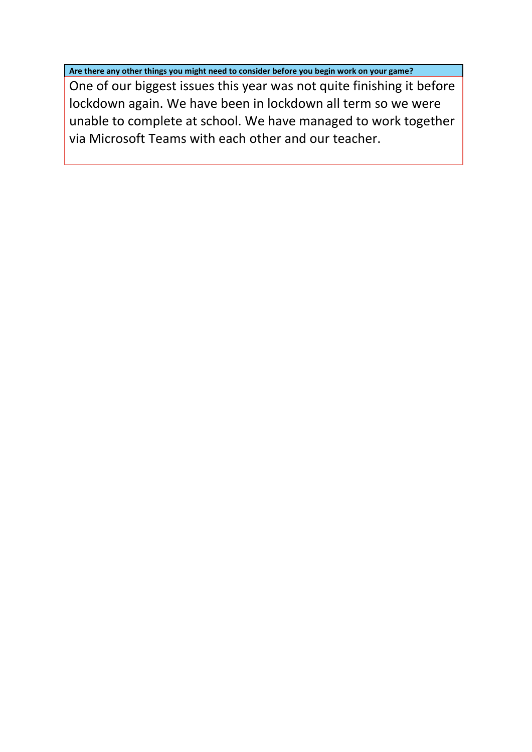**Are there any other things you might need to consider before you begin work on your game?**

One of our biggest issues this year was not quite finishing it before lockdown again. We have been in lockdown all term so we were unable to complete at school. We have managed to work together via Microsoft Teams with each other and our teacher.